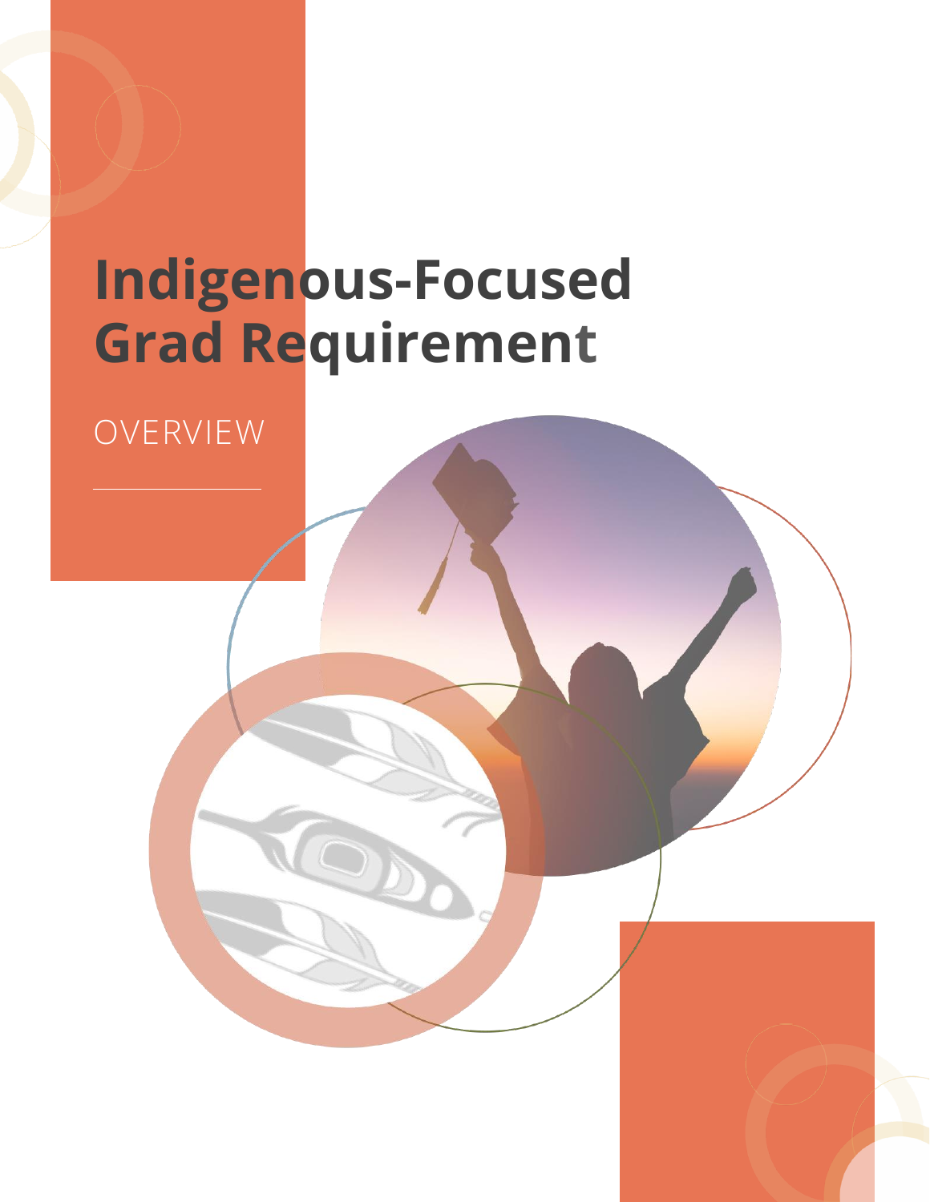# Indigenous-Focused Grad Requirement

OVERVIEW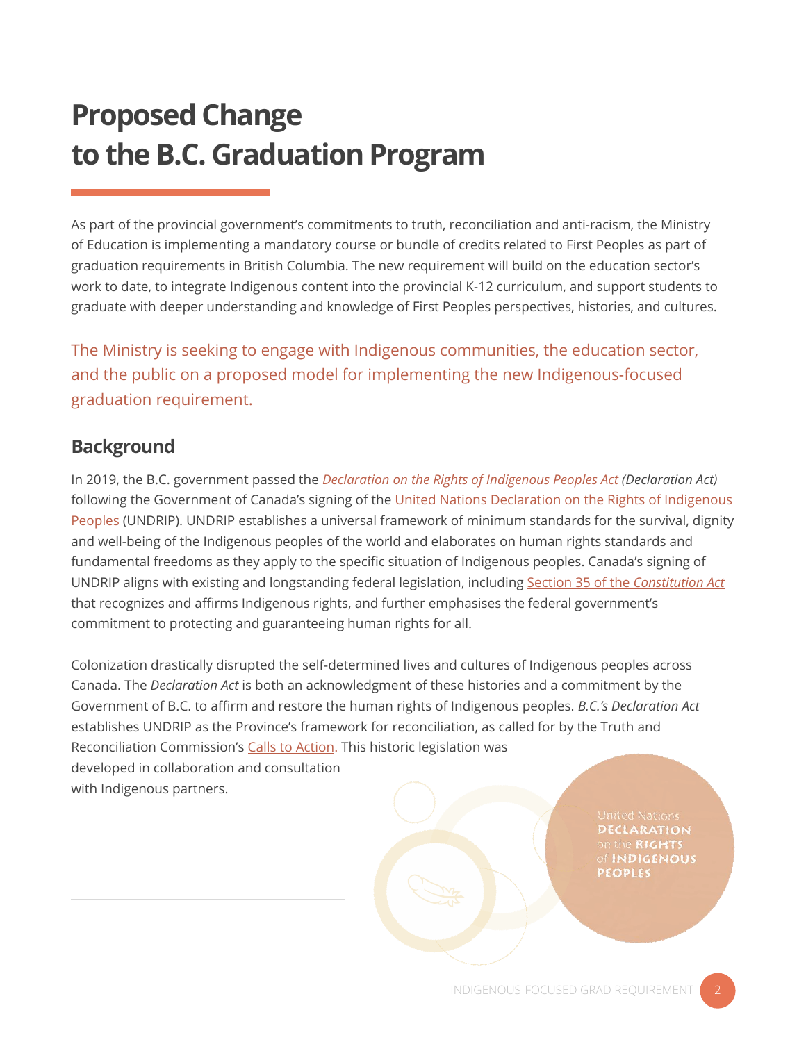# Proposed Change to the B.C. Graduation Program

As part of the provincial government's commitments to truth, reconciliation and anti-racism, the Ministry of Education is implementing a mandatory course or bundle of credits related to First Peoples as part of graduation requirements in British Columbia. The new requirement will build on the education sector's work to date, to integrate Indigenous content into the provincial K-12 curriculum, and support students to graduate with deeper understanding and knowledge of First Peoples perspectives, histories, and cultures.

The Ministry is seeking to engage with Indigenous communities, the education sector, and the public on a proposed model for implementing the new Indigenous-focused graduation requirement.

## Background

In 2019, the B.C. government passed the *Declaration on the Rights of Indigenous Peoples Act* *(Declaration Act)* following the Government of Canada's signing of the United Nations Declaration on the Rights of Indigenous Peoples (UNDRIP). UNDRIP establishes a universal framework of minimum standards for the survival, dignity and well-being of the Indigenous peoples of the world and elaborates on human rights standards and fundamental freedoms as they apply to the specific situation of Indigenous peoples. Canada's signing of UNDRIP aligns with existing and longstanding federal legislation, including Section 35 of the *Constitution Act* that recognizes and affirms Indigenous rights, and further emphasises the federal government's commitment to protecting and guaranteeing human rights for all.

Colonization drastically disrupted the self-determined lives and cultures of Indigenous peoples across Canada. The *Declaration Act* is both an acknowledgment of these histories and a commitment by the Government of B.C. to affirm and restore the human rights of Indigenous peoples. *B.C.'s Declaration Act* establishes UNDRIP as the Province's framework for reconciliation, as called for by the Truth and Reconciliation Commission's Calls to Action. This historic legislation was developed in collaboration and consultation with Indigenous partners.

United Nations **DECLARATION** on the **RIGHTS** of **INDIGENOUS PEOPLES**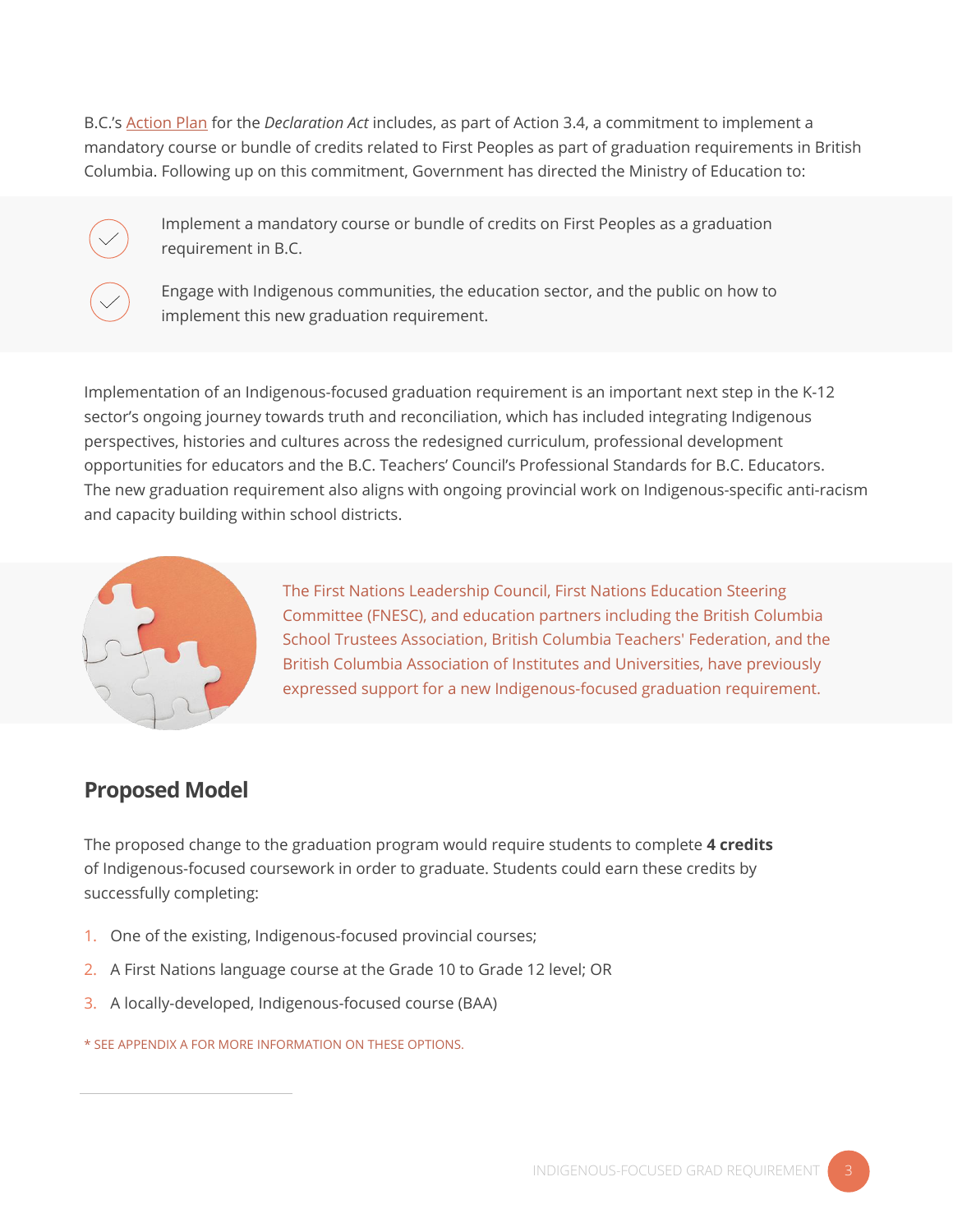B.C.'s Action Plan for the *Declaration Act* includes, as part of Action 3.4, a commitment to implement a mandatory course or bundle of credits related to First Peoples as part of graduation requirements in British Columbia. Following up on this commitment, Government has directed the Ministry of Education to:

- Implement a mandatory course or bundle of credits on First Peoples as a graduation requirement in B.C.
- Engage with Indigenous communities, the education sector, and the public on how to implement this new graduation requirement.

Implementation of an Indigenous-focused graduation requirement is an important next step in the K-12 sector's ongoing journey towards truth and reconciliation, which has included integrating Indigenous perspectives, histories and cultures across the redesigned curriculum, professional development opportunities for educators and the B.C. Teachers' Council's Professional Standards for B.C. Educators. The new graduation requirement also aligns with ongoing provincial work on Indigenous-specific anti-racism and capacity building within school districts.

The First Nations Leadership Council, First Nations Education Steering Committee (FNESC), and education partners including the British Columbia School Trustees Association, British Columbia Teachers' Federation, and the British Columbia Association of Institutes and Universities, have previously expressed support for a new Indigenous-focused graduation requirement.

## Proposed Model

The proposed change to the graduation program would require students to complete **4 credits** of Indigenous-focused coursework in order to graduate. Students could earn these credits by successfully completing:

1. One of the existing, Indigenous-focused provincial courses;
2. A First Nations language course at the Grade 10 to Grade 12 level; OR
3. A locally-developed, Indigenous-focused course (BAA)

* SEE APPENDIX A FOR MORE INFORMATION ON THESE OPTIONS.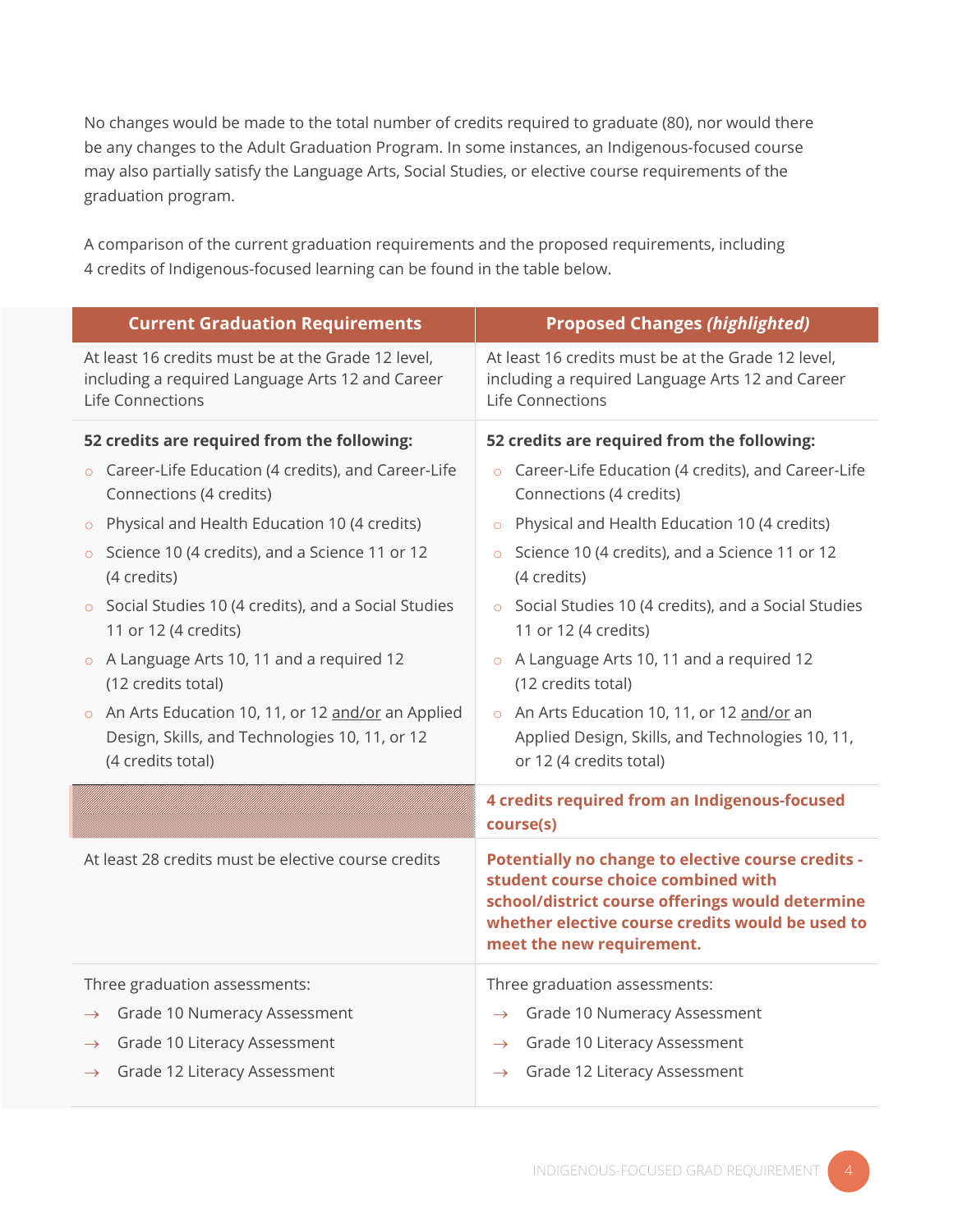No changes would be made to the total number of credits required to graduate (80), nor would there be any changes to the Adult Graduation Program. In some instances, an Indigenous-focused course may also partially satisfy the Language Arts, Social Studies, or elective course requirements of the graduation program.

A comparison of the current graduation requirements and the proposed requirements, including 4 credits of Indigenous-focused learning can be found in the table below.

| Current Graduation Requirements | Proposed Changes *(highlighted)* |
| --- | --- |
| At least 16 credits must be at the Grade 12 level, including a required Language Arts 12 and Career Life Connections | At least 16 credits must be at the Grade 12 level, including a required Language Arts 12 and Career Life Connections |
| **52 credits are required from the following:**<br>◦ Career-Life Education (4 credits), and Career-Life Connections (4 credits)<br>◦ Physical and Health Education 10 (4 credits)<br>◦ Science 10 (4 credits), and a Science 11 or 12 (4 credits)<br>◦ Social Studies 10 (4 credits), and a Social Studies 11 or 12 (4 credits)<br>◦ A Language Arts 10, 11 and a required 12 (12 credits total)<br>◦ An Arts Education 10, 11, or 12 and/or an Applied Design, Skills, and Technologies 10, 11, or 12 (4 credits total) | **52 credits are required from the following:**<br>◦ Career-Life Education (4 credits), and Career-Life Connections (4 credits)<br>◦ Physical and Health Education 10 (4 credits)<br>◦ Science 10 (4 credits), and a Science 11 or 12 (4 credits)<br>◦ Social Studies 10 (4 credits), and a Social Studies 11 or 12 (4 credits)<br>◦ A Language Arts 10, 11 and a required 12 (12 credits total)<br>◦ An Arts Education 10, 11, or 12 and/or an Applied Design, Skills, and Technologies 10, 11, or 12 (4 credits total) |
| | **4 credits required from an Indigenous-focused course(s)** |
| At least 28 credits must be elective course credits | **Potentially no change to elective course credits - student course choice combined with school/district course offerings would determine whether elective course credits would be used to meet the new requirement.** |
| Three graduation assessments:<br>→ Grade 10 Numeracy Assessment<br>→ Grade 10 Literacy Assessment<br>→ Grade 12 Literacy Assessment | Three graduation assessments:<br>→ Grade 10 Numeracy Assessment<br>→ Grade 10 Literacy Assessment<br>→ Grade 12 Literacy Assessment |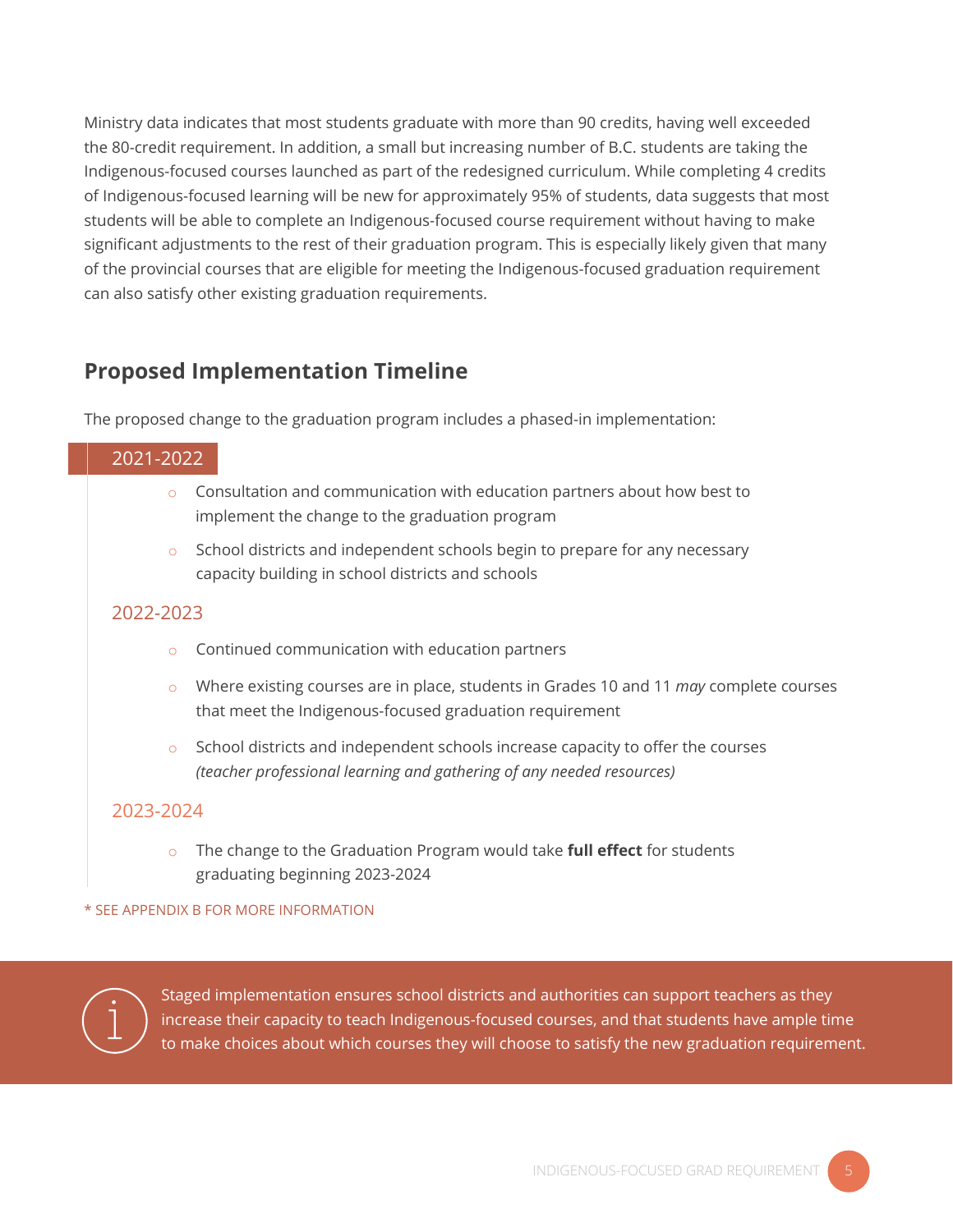Ministry data indicates that most students graduate with more than 90 credits, having well exceeded the 80-credit requirement. In addition, a small but increasing number of B.C. students are taking the Indigenous-focused courses launched as part of the redesigned curriculum. While completing 4 credits of Indigenous-focused learning will be new for approximately 95% of students, data suggests that most students will be able to complete an Indigenous-focused course requirement without having to make significant adjustments to the rest of their graduation program. This is especially likely given that many of the provincial courses that are eligible for meeting the Indigenous-focused graduation requirement can also satisfy other existing graduation requirements.

## Proposed Implementation Timeline

The proposed change to the graduation program includes a phased-in implementation:

### 2021-2022

- Consultation and communication with education partners about how best to implement the change to the graduation program
- School districts and independent schools begin to prepare for any necessary capacity building in school districts and schools

### 2022-2023

- Continued communication with education partners
- Where existing courses are in place, students in Grades 10 and 11 *may* complete courses that meet the Indigenous-focused graduation requirement
- School districts and independent schools increase capacity to offer the courses *(teacher professional learning and gathering of any needed resources)*

### 2023-2024

- The change to the Graduation Program would take **full effect** for students graduating beginning 2023-2024

* SEE APPENDIX B FOR MORE INFORMATION

Staged implementation ensures school districts and authorities can support teachers as they increase their capacity to teach Indigenous-focused courses, and that students have ample time to make choices about which courses they will choose to satisfy the new graduation requirement.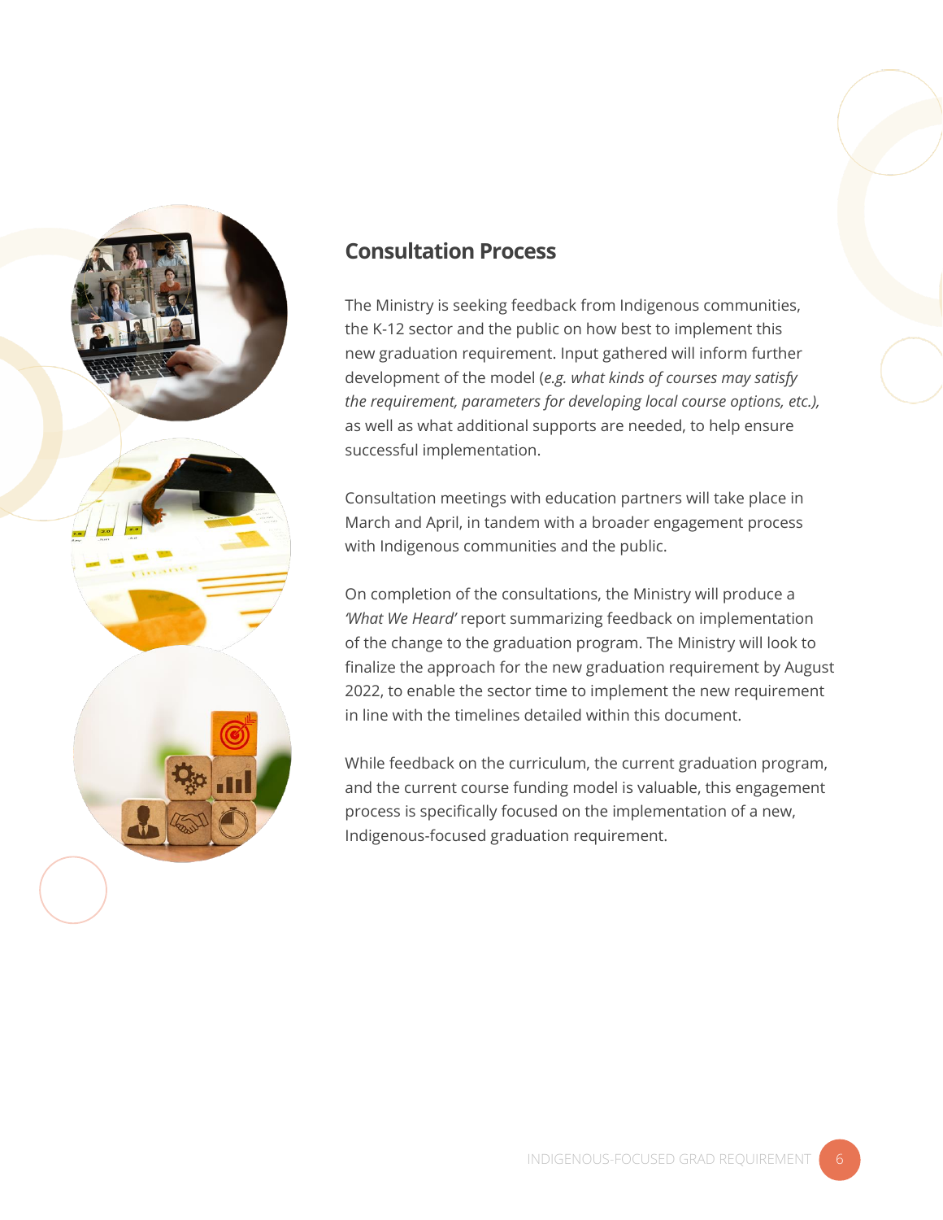## Consultation Process

The Ministry is seeking feedback from Indigenous communities, the K-12 sector and the public on how best to implement this new graduation requirement. Input gathered will inform further development of the model (*e.g. what kinds of courses may satisfy the requirement, parameters for developing local course options, etc.),* as well as what additional supports are needed, to help ensure successful implementation.

Consultation meetings with education partners will take place in March and April, in tandem with a broader engagement process with Indigenous communities and the public.

On completion of the consultations, the Ministry will produce a *'What We Heard'* report summarizing feedback on implementation of the change to the graduation program. The Ministry will look to finalize the approach for the new graduation requirement by August 2022, to enable the sector time to implement the new requirement in line with the timelines detailed within this document.

While feedback on the curriculum, the current graduation program, and the current course funding model is valuable, this engagement process is specifically focused on the implementation of a new, Indigenous-focused graduation requirement.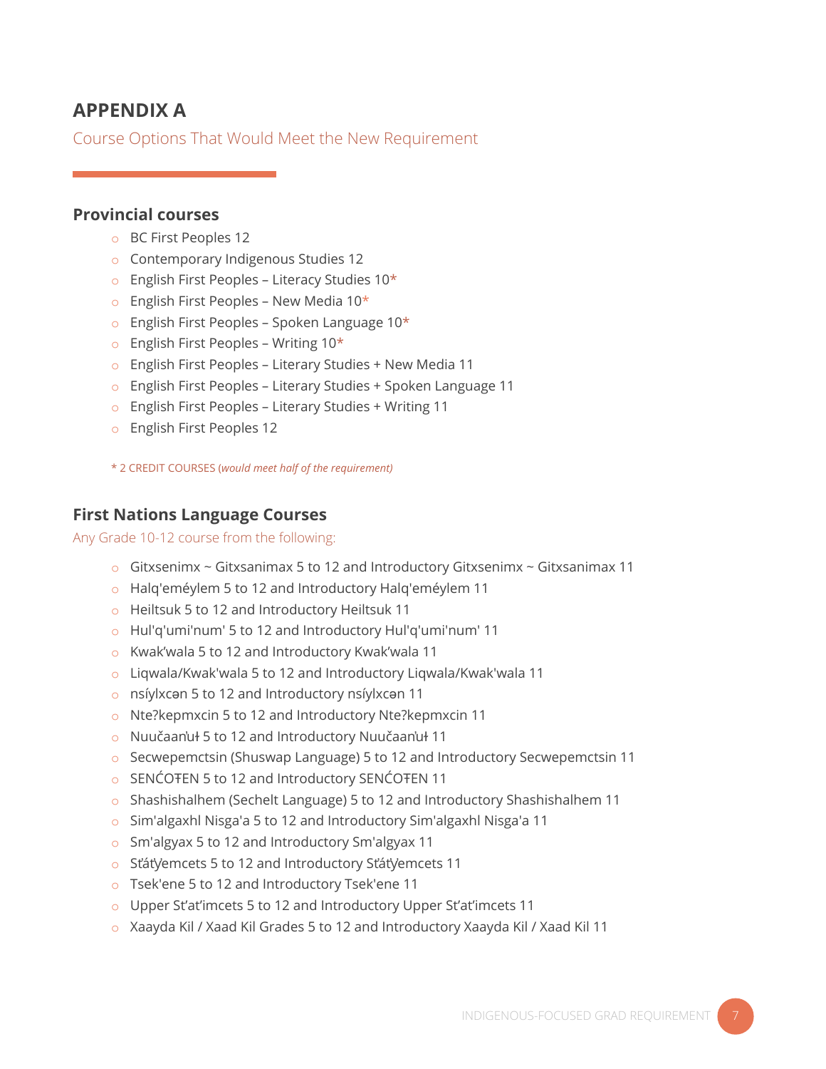# APPENDIX A

Course Options That Would Meet the New Requirement

## Provincial courses

- BC First Peoples 12
- Contemporary Indigenous Studies 12
- English First Peoples – Literacy Studies 10*
- English First Peoples – New Media 10*
- English First Peoples – Spoken Language 10*
- English First Peoples – Writing 10*
- English First Peoples – Literary Studies + New Media 11
- English First Peoples – Literary Studies + Spoken Language 11
- English First Peoples – Literary Studies + Writing 11
- English First Peoples 12

* 2 CREDIT COURSES (*would meet half of the requirement*)

## First Nations Language Courses

Any Grade 10-12 course from the following:

- Gitxsenimx ~ Gitxsanimax 5 to 12 and Introductory Gitxsenimx ~ Gitxsanimax 11
- Halq'eméylem 5 to 12 and Introductory Halq'eméylem 11
- Heiltsuk 5 to 12 and Introductory Heiltsuk 11
- Hul'q'umi'num' 5 to 12 and Introductory Hul'q'umi'num' 11
- Kwak'wala 5 to 12 and Introductory Kwak'wala 11
- Liqwala/Kwak'wala 5 to 12 and Introductory Liqwala/Kwak'wala 11
- nsíylxcən 5 to 12 and Introductory nsíylxcən 11
- Nteʔkepmxcin 5 to 12 and Introductory Nteʔkepmxcin 11
- Nuučaan̓uł 5 to 12 and Introductory Nuučaan̓uł 11
- Secwepemctsin (Shuswap Language) 5 to 12 and Introductory Secwepemctsin 11
- SENĆOŦEN 5 to 12 and Introductory SENĆOŦEN 11
- Shashishalhem (Sechelt Language) 5 to 12 and Introductory Shashishalhem 11
- Sim'algaxhl Nisga'a 5 to 12 and Introductory Sim'algaxhl Nisga'a 11
- Sm'algyax 5 to 12 and Introductory Sm'algyax 11
- St̓át̓imcets 5 to 12 and Introductory St̓át̓imcets 11
- Tsek'ene 5 to 12 and Introductory Tsek'ene 11
- Upper St'at'imcets 5 to 12 and Introductory Upper St'at'imcets 11
- Xaayda Kil / Xaad Kil Grades 5 to 12 and Introductory Xaayda Kil / Xaad Kil 11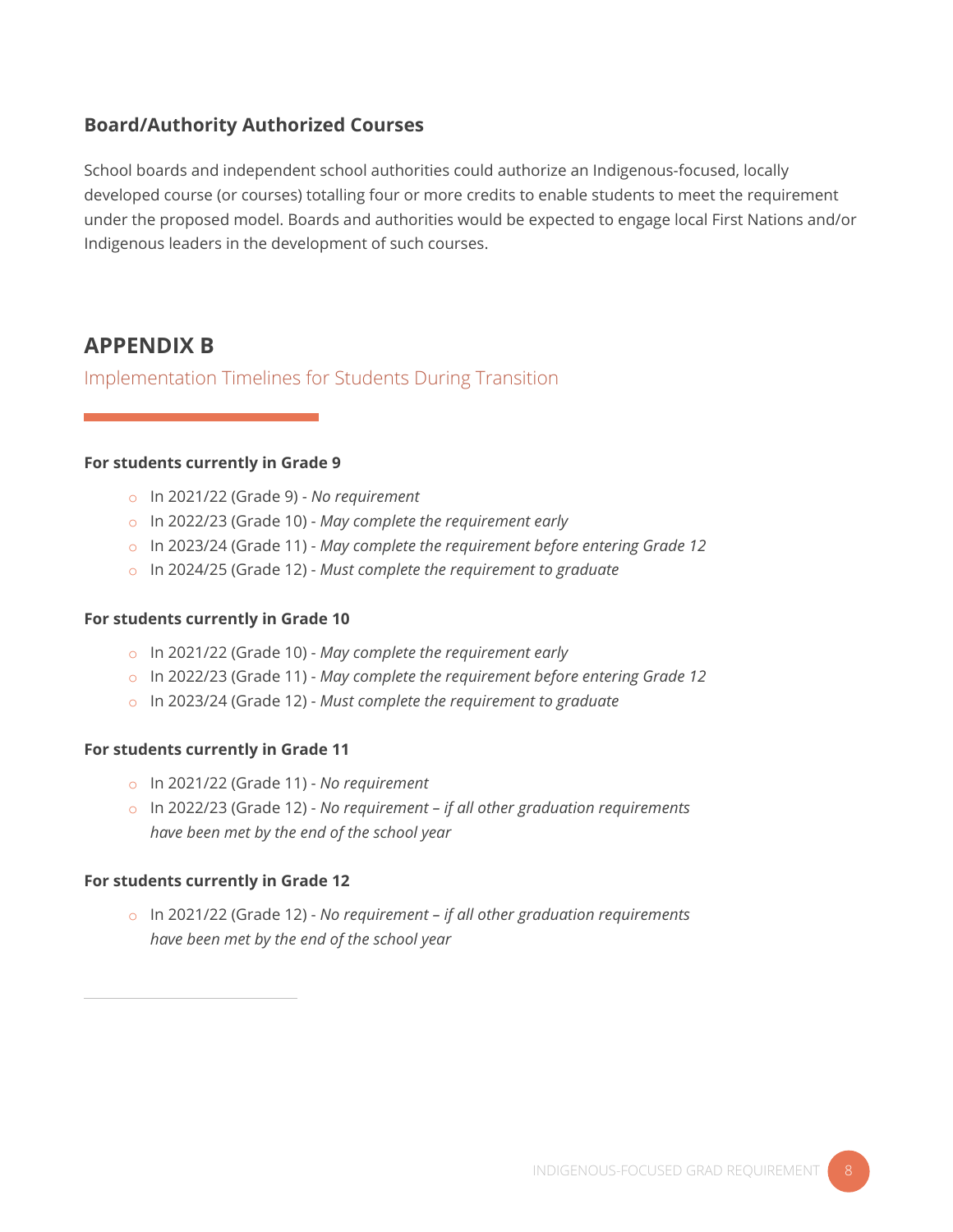### Board/Authority Authorized Courses

School boards and independent school authorities could authorize an Indigenous-focused, locally developed course (or courses) totalling four or more credits to enable students to meet the requirement under the proposed model. Boards and authorities would be expected to engage local First Nations and/or Indigenous leaders in the development of such courses.

## APPENDIX B

Implementation Timelines for Students During Transition

**For students currently in Grade 9**

- In 2021/22 (Grade 9) - *No requirement*
- In 2022/23 (Grade 10) - *May complete the requirement early*
- In 2023/24 (Grade 11) - *May complete the requirement before entering Grade 12*
- In 2024/25 (Grade 12) - *Must complete the requirement to graduate*

**For students currently in Grade 10**

- In 2021/22 (Grade 10) - *May complete the requirement early*
- In 2022/23 (Grade 11) - *May complete the requirement before entering Grade 12*
- In 2023/24 (Grade 12) - *Must complete the requirement to graduate*

**For students currently in Grade 11**

- In 2021/22 (Grade 11) - *No requirement*
- In 2022/23 (Grade 12) - *No requirement – if all other graduation requirements have been met by the end of the school year*

**For students currently in Grade 12**

- In 2021/22 (Grade 12) - *No requirement – if all other graduation requirements have been met by the end of the school year*